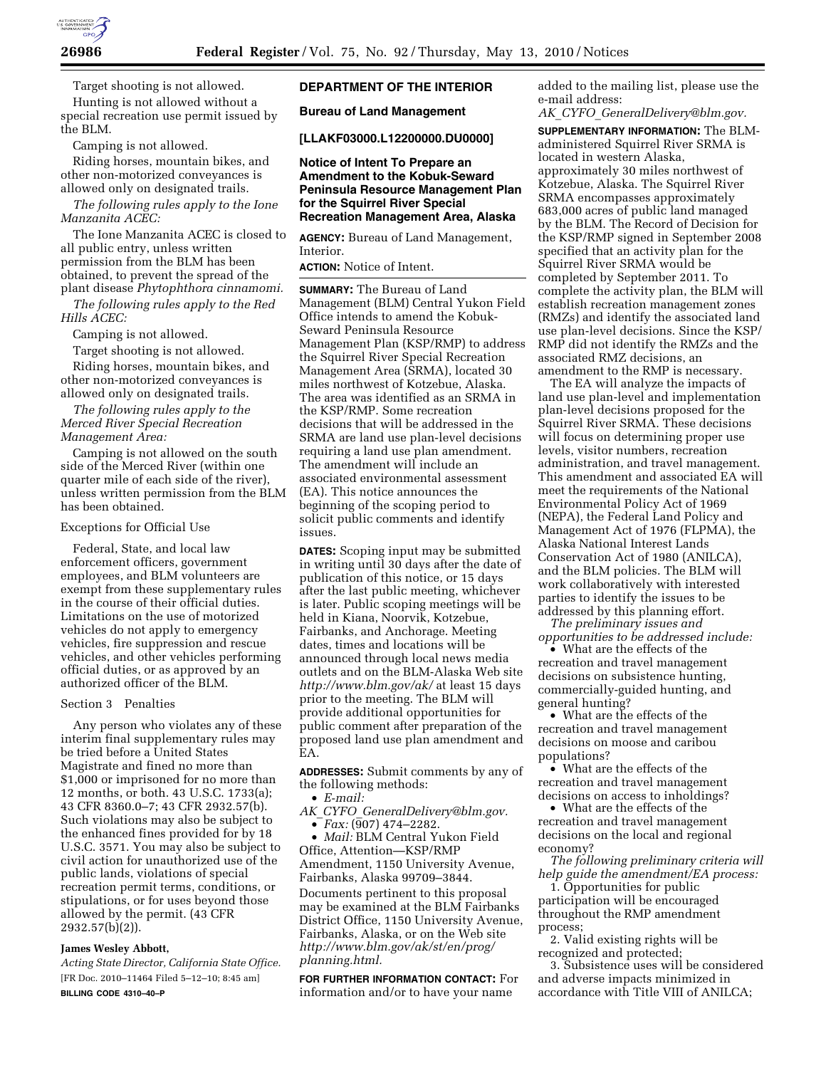Target shooting is not allowed.

Hunting is not allowed without a special recreation use permit issued by the BLM.

Camping is not allowed.

Riding horses, mountain bikes, and other non-motorized conveyances is allowed only on designated trails.

*The following rules apply to the Ione Manzanita ACEC:*

The Ione Manzanita ACEC is closed to all public entry, unless written permission from the BLM has been obtained, to prevent the spread of the plant disease *Phytophthora cinnamomi.*

*The following rules apply to the Red Hills ACEC:*

Camping is not allowed.

Target shooting is not allowed.

Riding horses, mountain bikes, and other non-motorized conveyances is allowed only on designated trails.

*The following rules apply to the Merced River Special Recreation Management Area:*

Camping is not allowed on the south side of the Merced River (within one quarter mile of each side of the river), unless written permission from the BLM has been obtained.

Exceptions for Official Use

Federal, State, and local law enforcement officers, government employees, and BLM volunteers are exempt from these supplementary rules in the course of their official duties. Limitations on the use of motorized vehicles do not apply to emergency vehicles, fire suppression and rescue vehicles, and other vehicles performing official duties, or as approved by an authorized officer of the BLM.

Section 3 Penalties

Any person who violates any of these interim final supplementary rules may be tried before a United States Magistrate and fined no more than $1,000 or imprisoned for no more than 12 months, or both. 43 U.S.C. 1733(a); 43 CFR 8360.0–7; 43 CFR 2932.57(b). Such violations may also be subject to the enhanced fines provided for by 18 U.S.C. 3571. You may also be subject to civil action for unauthorized use of the public lands, violations of special recreation permit terms, conditions, or stipulations, or for uses beyond those allowed by the permit. (43 CFR 2932.57(b)(2)).

**James Wesley Abbott,**

*Acting State Director, California State Office.*

[FR Doc. 2010–11464 Filed 5–12–10; 8:45 am]

**BILLING CODE 4310–40–P**

## DEPARTMENT OF THE INTERIOR

### Bureau of Land Management

### [LLAKF03000.L12200000.DU0000]

### Notice of Intent To Prepare an Amendment to the Kobuk-Seward Peninsula Resource Management Plan for the Squirrel River Special Recreation Management Area, Alaska

**AGENCY:** Bureau of Land Management, Interior.

**ACTION:** Notice of Intent.

**SUMMARY:** The Bureau of Land Management (BLM) Central Yukon Field Office intends to amend the Kobuk-Seward Peninsula Resource Management Plan (KSP/RMP) to address the Squirrel River Special Recreation Management Area (SRMA), located 30 miles northwest of Kotzebue, Alaska. The area was identified as an SRMA in the KSP/RMP. Some recreation decisions that will be addressed in the SRMA are land use plan-level decisions requiring a land use plan amendment. The amendment will include an associated environmental assessment (EA). This notice announces the beginning of the scoping period to solicit public comments and identify issues.

**DATES:** Scoping input may be submitted in writing until 30 days after the date of publication of this notice, or 15 days after the last public meeting, whichever is later. Public scoping meetings will be held in Kiana, Noorvik, Kotzebue, Fairbanks, and Anchorage. Meeting dates, times and locations will be announced through local news media outlets and on the BLM-Alaska Web site *http://www.blm.gov/ak/* at least 15 days prior to the meeting. The BLM will provide additional opportunities for public comment after preparation of the proposed land use plan amendment and EA.

**ADDRESSES:** Submit comments by any of the following methods:

- *E-mail: AK_CYFO_GeneralDelivery@blm.gov.*
- *Fax:* (907) 474–2282.
- *Mail:* BLM Central Yukon Field Office, Attention—KSP/RMP Amendment, 1150 University Avenue, Fairbanks, Alaska 99709–3844.

Documents pertinent to this proposal may be examined at the BLM Fairbanks District Office, 1150 University Avenue, Fairbanks, Alaska, or on the Web site *http://www.blm.gov/ak/st/en/prog/planning.html.*

**FOR FURTHER INFORMATION CONTACT:** For information and/or to have your name added to the mailing list, please use the e-mail address: *AK_CYFO_GeneralDelivery@blm.gov.*

**SUPPLEMENTARY INFORMATION:** The BLM-administered Squirrel River SRMA is located in western Alaska, approximately 30 miles northwest of Kotzebue, Alaska. The Squirrel River SRMA encompasses approximately 683,000 acres of public land managed by the BLM. The Record of Decision for the KSP/RMP signed in September 2008 specified that an activity plan for the Squirrel River SRMA would be completed by September 2011. To complete the activity plan, the BLM will establish recreation management zones (RMZs) and identify the associated land use plan-level decisions. Since the KSP/RMP did not identify the RMZs and the associated RMZ decisions, an amendment to the RMP is necessary.

The EA will analyze the impacts of land use plan-level and implementation plan-level decisions proposed for the Squirrel River SRMA. These decisions will focus on determining proper use levels, visitor numbers, recreation administration, and travel management. This amendment and associated EA will meet the requirements of the National Environmental Policy Act of 1969 (NEPA), the Federal Land Policy and Management Act of 1976 (FLPMA), the Alaska National Interest Lands Conservation Act of 1980 (ANILCA), and the BLM policies. The BLM will work collaboratively with interested parties to identify the issues to be addressed by this planning effort.

*The preliminary issues and opportunities to be addressed include:*

- What are the effects of the recreation and travel management decisions on subsistence hunting, commercially-guided hunting, and general hunting?
- What are the effects of the recreation and travel management decisions on moose and caribou populations?
- What are the effects of the recreation and travel management decisions on access to inholdings?
- What are the effects of the recreation and travel management decisions on the local and regional economy?

*The following preliminary criteria will help guide the amendment/EA process:*

1. Opportunities for public participation will be encouraged throughout the RMP amendment process;
2. Valid existing rights will be recognized and protected;
3. Subsistence uses will be considered and adverse impacts minimized in accordance with Title VIII of ANILCA;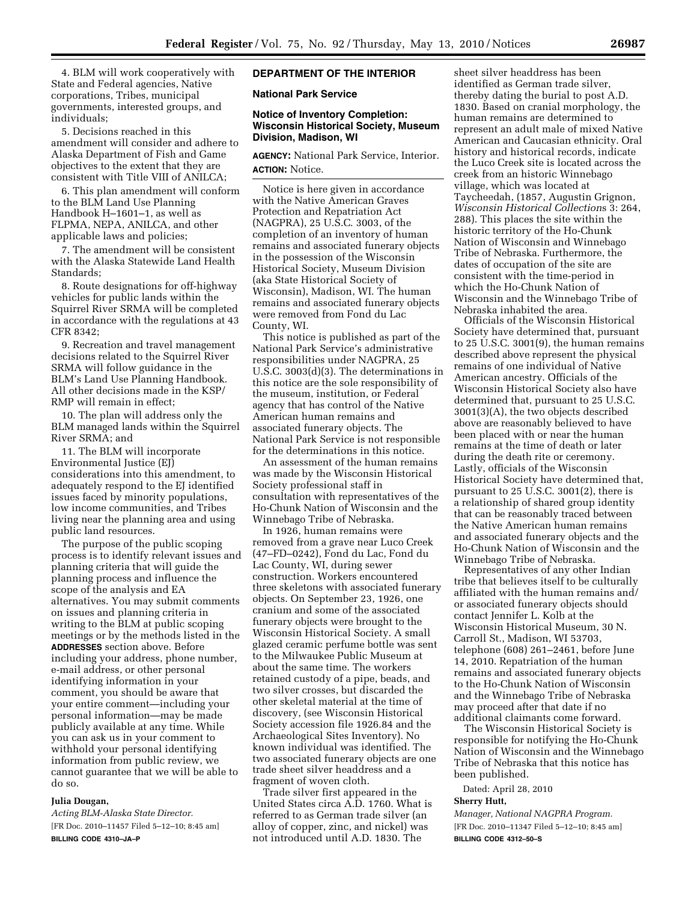4. BLM will work cooperatively with State and Federal agencies, Native corporations, Tribes, municipal governments, interested groups, and individuals;

5. Decisions reached in this amendment will consider and adhere to Alaska Department of Fish and Game objectives to the extent that they are consistent with Title VIII of ANILCA;

6. This plan amendment will conform to the BLM Land Use Planning Handbook H–1601–1, as well as FLPMA, NEPA, ANILCA, and other applicable laws and policies;

7. The amendment will be consistent with the Alaska Statewide Land Health Standards;

8. Route designations for off-highway vehicles for public lands within the Squirrel River SRMA will be completed in accordance with the regulations at 43 CFR 8342;

9. Recreation and travel management decisions related to the Squirrel River SRMA will follow guidance in the BLM's Land Use Planning Handbook. All other decisions made in the KSP/RMP will remain in effect;

10. The plan will address only the BLM managed lands within the Squirrel River SRMA; and

11. The BLM will incorporate Environmental Justice (EJ) considerations into this amendment, to adequately respond to the EJ identified issues faced by minority populations, low income communities, and Tribes living near the planning area and using public land resources.

The purpose of the public scoping process is to identify relevant issues and planning criteria that will guide the planning process and influence the scope of the analysis and EA alternatives. You may submit comments on issues and planning criteria in writing to the BLM at public scoping meetings or by the methods listed in the **ADDRESSES** section above. Before including your address, phone number, e-mail address, or other personal identifying information in your comment, you should be aware that your entire comment—including your personal information—may be made publicly available at any time. While you can ask us in your comment to withhold your personal identifying information from public review, we cannot guarantee that we will be able to do so.

**Julia Dougan,**

*Acting BLM-Alaska State Director.*

[FR Doc. 2010–11457 Filed 5–12–10; 8:45 am]

**BILLING CODE 4310–JA–P**

## DEPARTMENT OF THE INTERIOR

### National Park Service

### Notice of Inventory Completion: Wisconsin Historical Society, Museum Division, Madison, WI

**AGENCY:** National Park Service, Interior.

**ACTION:** Notice.

Notice is here given in accordance with the Native American Graves Protection and Repatriation Act (NAGPRA), 25 U.S.C. 3003, of the completion of an inventory of human remains and associated funerary objects in the possession of the Wisconsin Historical Society, Museum Division (aka State Historical Society of Wisconsin), Madison, WI. The human remains and associated funerary objects were removed from Fond du Lac County, WI.

This notice is published as part of the National Park Service's administrative responsibilities under NAGPRA, 25 U.S.C. 3003(d)(3). The determinations in this notice are the sole responsibility of the museum, institution, or Federal agency that has control of the Native American human remains and associated funerary objects. The National Park Service is not responsible for the determinations in this notice.

An assessment of the human remains was made by the Wisconsin Historical Society professional staff in consultation with representatives of the Ho-Chunk Nation of Wisconsin and the Winnebago Tribe of Nebraska.

In 1926, human remains were removed from a grave near Luco Creek (47–FD–0242), Fond du Lac, Fond du Lac County, WI, during sewer construction. Workers encountered three skeletons with associated funerary objects. On September 23, 1926, one cranium and some of the associated funerary objects were brought to the Wisconsin Historical Society. A small glazed ceramic perfume bottle was sent to the Milwaukee Public Museum at about the same time. The workers retained custody of a pipe, beads, and two silver crosses, but discarded the other skeletal material at the time of discovery, (see Wisconsin Historical Society accession file 1926.84 and the Archaeological Sites Inventory). No known individual was identified. The two associated funerary objects are one trade sheet silver headdress and a fragment of woven cloth.

Trade silver first appeared in the United States circa A.D. 1760. What is referred to as German trade silver (an alloy of copper, zinc, and nickel) was not introduced until A.D. 1830. The sheet silver headdress has been identified as German trade silver, thereby dating the burial to post A.D. 1830. Based on cranial morphology, the human remains are determined to represent an adult male of mixed Native American and Caucasian ethnicity. Oral history and historical records, indicate the Luco Creek site is located across the creek from an historic Winnebago village, which was located at Taycheedah, (1857, Augustin Grignon, *Wisconsin Historical Collections* 3: 264, 288). This places the site within the historic territory of the Ho-Chunk Nation of Wisconsin and Winnebago Tribe of Nebraska. Furthermore, the dates of occupation of the site are consistent with the time-period in which the Ho-Chunk Nation of Wisconsin and the Winnebago Tribe of Nebraska inhabited the area.

Officials of the Wisconsin Historical Society have determined that, pursuant to 25 U.S.C. 3001(9), the human remains described above represent the physical remains of one individual of Native American ancestry. Officials of the Wisconsin Historical Society also have determined that, pursuant to 25 U.S.C. 3001(3)(A), the two objects described above are reasonably believed to have been placed with or near the human remains at the time of death or later during the death rite or ceremony. Lastly, officials of the Wisconsin Historical Society have determined that, pursuant to 25 U.S.C. 3001(2), there is a relationship of shared group identity that can be reasonably traced between the Native American human remains and associated funerary objects and the Ho-Chunk Nation of Wisconsin and the Winnebago Tribe of Nebraska.

Representatives of any other Indian tribe that believes itself to be culturally affiliated with the human remains and/or associated funerary objects should contact Jennifer L. Kolb at the Wisconsin Historical Museum, 30 N. Carroll St., Madison, WI 53703, telephone (608) 261–2461, before June 14, 2010. Repatriation of the human remains and associated funerary objects to the Ho-Chunk Nation of Wisconsin and the Winnebago Tribe of Nebraska may proceed after that date if no additional claimants come forward.

The Wisconsin Historical Society is responsible for notifying the Ho-Chunk Nation of Wisconsin and the Winnebago Tribe of Nebraska that this notice has been published.

Dated: April 28, 2010

**Sherry Hutt,**

*Manager, National NAGPRA Program.*

[FR Doc. 2010–11347 Filed 5–12–10; 8:45 am]

**BILLING CODE 4312–50–S**